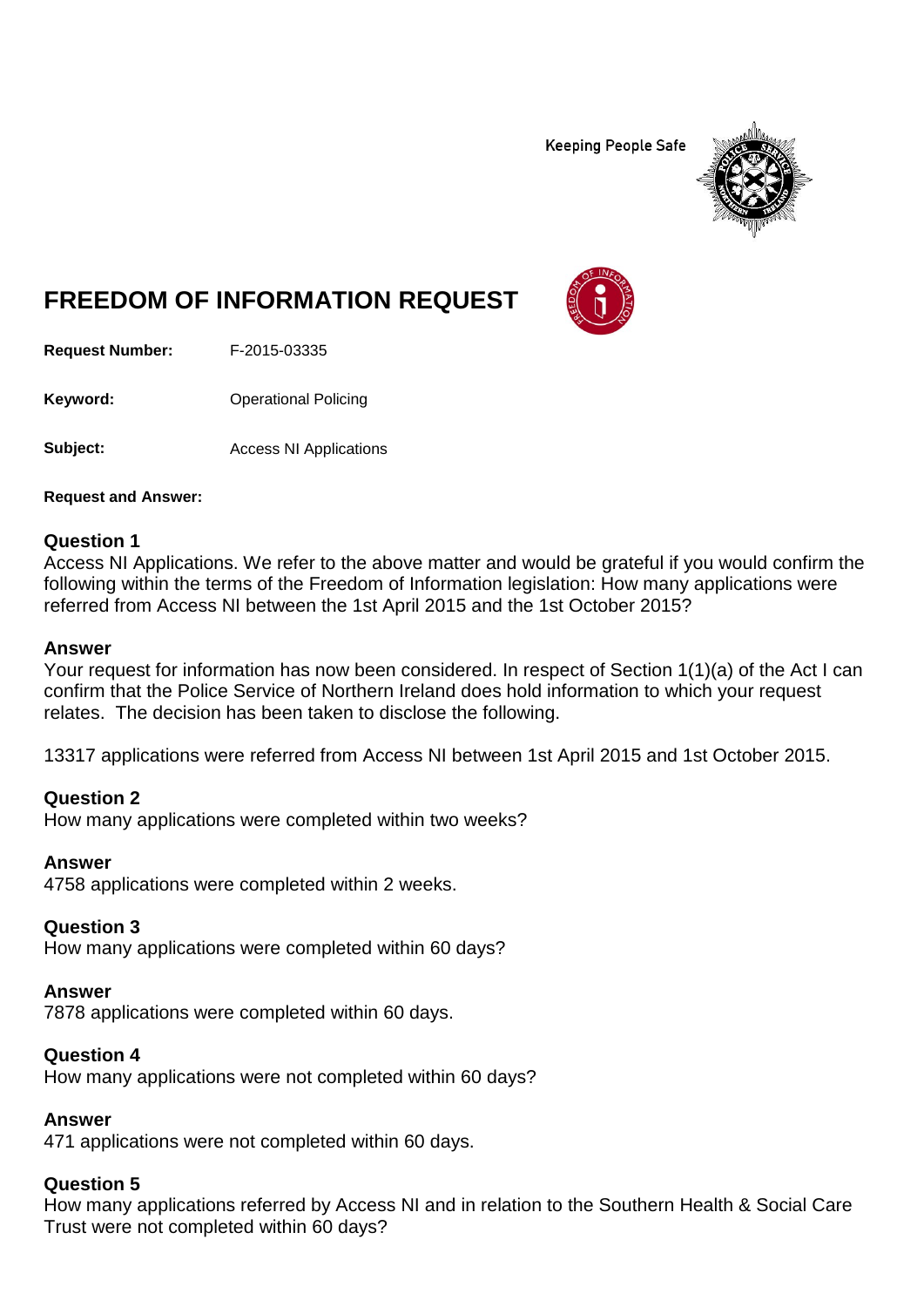Keeping People Safe

# FREEDOM OF INFORMATION REQUEST

**Request Number:** F-2015-03335

**Keyword:** Operational Policing

**Subject:** Access NI Applications

**Request and Answer:**

### Question 1

Access NI Applications. We refer to the above matter and would be grateful if you would confirm the following within the terms of the Freedom of Information legislation: How many applications were referred from Access NI between the 1st April 2015 and the 1st October 2015?

### Answer

Your request for information has now been considered. In respect of Section 1(1)(a) of the Act I can confirm that the Police Service of Northern Ireland does hold information to which your request relates. The decision has been taken to disclose the following.

13317 applications were referred from Access NI between 1st April 2015 and 1st October 2015.

### Question 2

How many applications were completed within two weeks?

### Answer

4758 applications were completed within 2 weeks.

### Question 3

How many applications were completed within 60 days?

### Answer

7878 applications were completed within 60 days.

### Question 4

How many applications were not completed within 60 days?

### Answer

471 applications were not completed within 60 days.

### Question 5

How many applications referred by Access NI and in relation to the Southern Health & Social Care Trust were not completed within 60 days?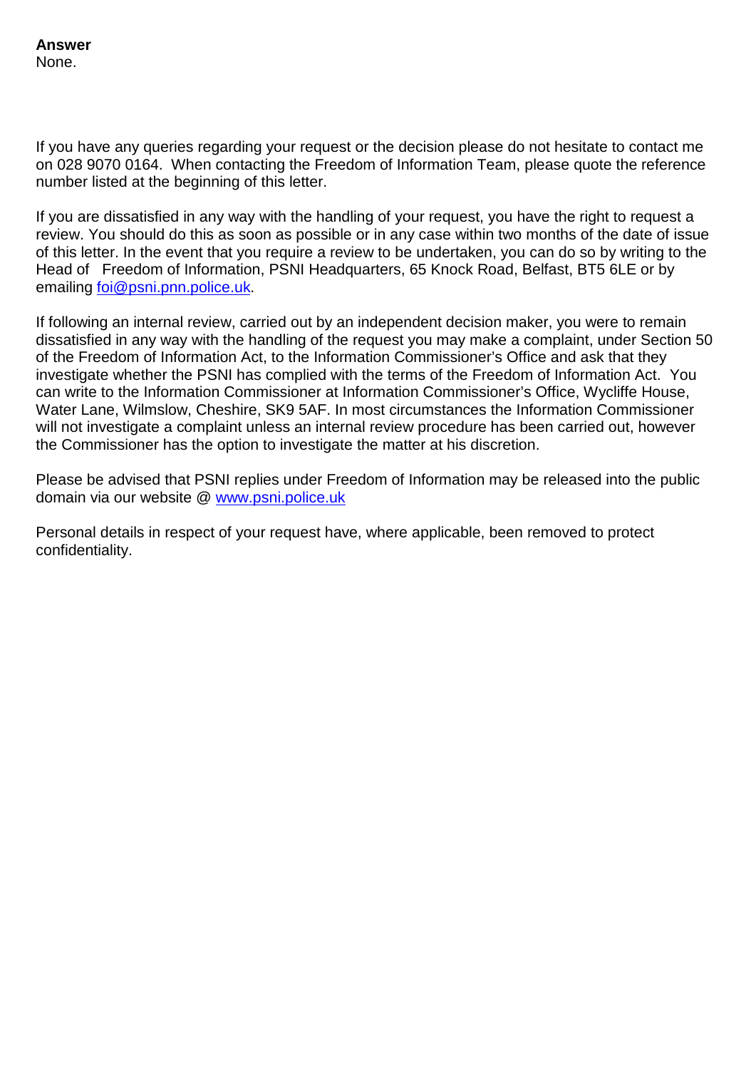**Answer**
None.

If you have any queries regarding your request or the decision please do not hesitate to contact me on 028 9070 0164. When contacting the Freedom of Information Team, please quote the reference number listed at the beginning of this letter.

If you are dissatisfied in any way with the handling of your request, you have the right to request a review. You should do this as soon as possible or in any case within two months of the date of issue of this letter. In the event that you require a review to be undertaken, you can do so by writing to the Head of Freedom of Information, PSNI Headquarters, 65 Knock Road, Belfast, BT5 6LE or by emailing foi@psni.pnn.police.uk.

If following an internal review, carried out by an independent decision maker, you were to remain dissatisfied in any way with the handling of the request you may make a complaint, under Section 50 of the Freedom of Information Act, to the Information Commissioner's Office and ask that they investigate whether the PSNI has complied with the terms of the Freedom of Information Act. You can write to the Information Commissioner at Information Commissioner's Office, Wycliffe House, Water Lane, Wilmslow, Cheshire, SK9 5AF. In most circumstances the Information Commissioner will not investigate a complaint unless an internal review procedure has been carried out, however the Commissioner has the option to investigate the matter at his discretion.

Please be advised that PSNI replies under Freedom of Information may be released into the public domain via our website @ www.psni.police.uk

Personal details in respect of your request have, where applicable, been removed to protect confidentiality.